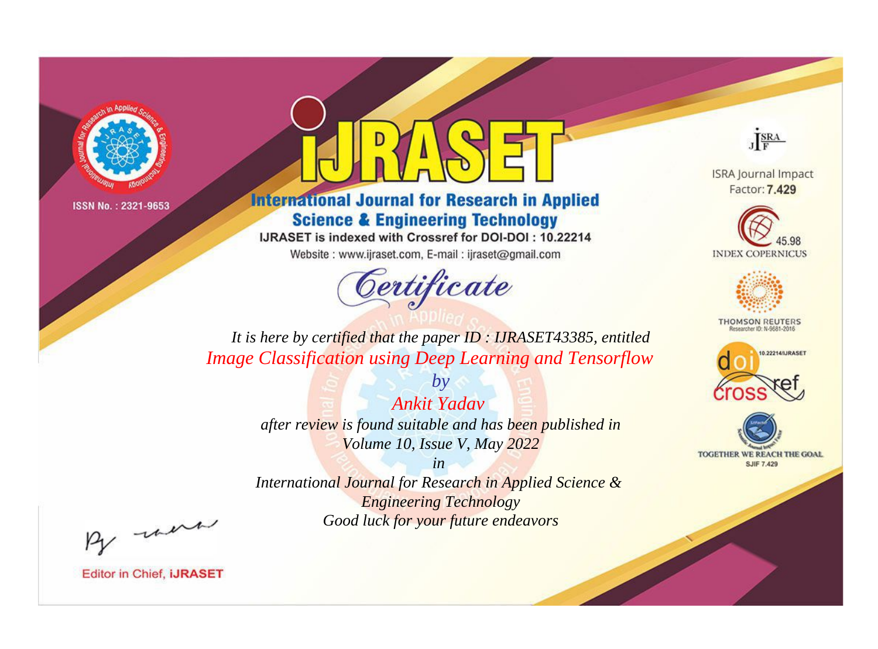ISSN No. : 2321-9653

# IJRASET

## International Journal for Research in Applied Science & Engineering Technology

IJRASET is indexed with Crossref for DOI-DOI : 10.22214

Website : www.ijraset.com, E-mail : ijraset@gmail.com

ISRA Journal Impact Factor: **7.429**

45.98 INDEX COPERNICUS

THOMSON REUTERS Researcher ID: N-9681-2016

10.22214/IJRASET

TOGETHER WE REACH THE GOAL SJIF 7.429

# Certificate

*It is here by certified that the paper ID : IJRASET43385, entitled*

*Image Classification using Deep Learning and Tensorflow*

*by*

*Ankit Yadav*

*after review is found suitable and has been published in*

*Volume 10, Issue V, May 2022*

*in*

*International Journal for Research in Applied Science & Engineering Technology*

*Good luck for your future endeavors*

Editor in Chief, **iJRASET**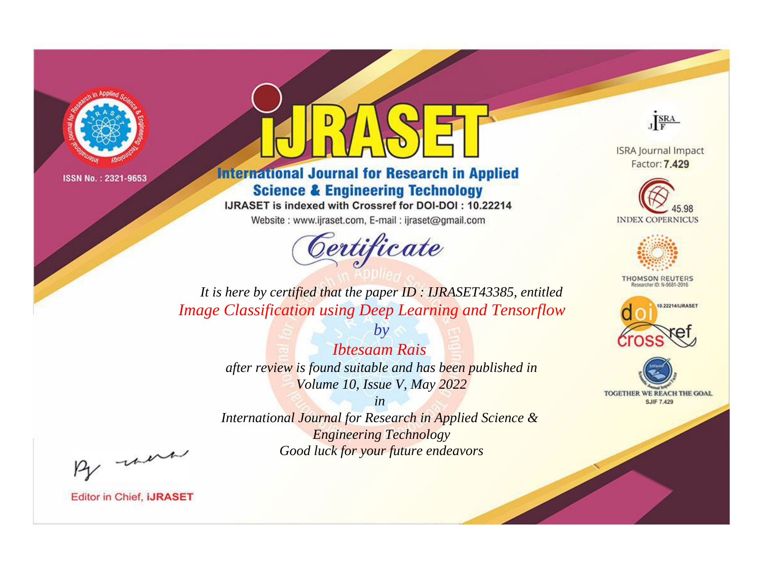ISSN No. : 2321-9653

# iJRASET

## International Journal for Research in Applied Science & Engineering Technology

IJRASET is indexed with Crossref for DOI-DOI : 10.22214

Website : www.ijraset.com, E-mail : ijraset@gmail.com

# Certificate

*It is here by certified that the paper ID : IJRASET43385, entitled*

*Image Classification using Deep Learning and Tensorflow*

*by*

*Ibtesaam Rais*

*after review is found suitable and has been published in*

*Volume 10, Issue V, May 2022*

*in*

*International Journal for Research in Applied Science & Engineering Technology*

*Good luck for your future endeavors*

ISRA Journal Impact Factor: **7.429**

45.98 INDEX COPERNICUS

THOMSON REUTERS Researcher ID: N-9681-2016

10.22214/IJRASET

TOGETHER WE REACH THE GOAL SJIF 7.429

Editor in Chief, **iJRASET**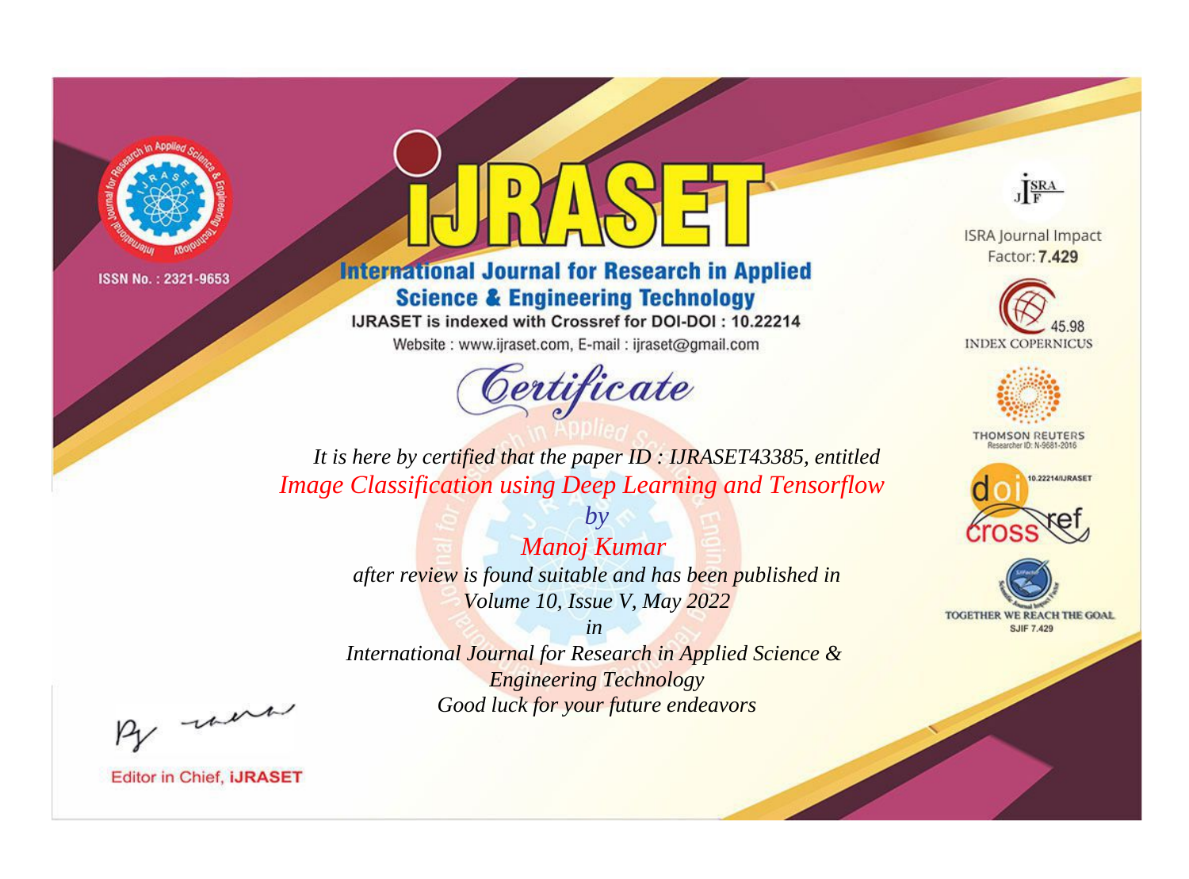ISSN No. : 2321-9653

# iJRASET

## International Journal for Research in Applied Science & Engineering Technology

IJRASET is indexed with Crossref for DOI-DOI : 10.22214

Website : www.ijraset.com, E-mail : ijraset@gmail.com

ISRA Journal Impact Factor: **7.429**

45.98 INDEX COPERNICUS

THOMSON REUTERS Researcher ID: N-9681-2016

10.22214/IJRASET

TOGETHER WE REACH THE GOAL SJIF 7.429

# *Certificate*

*It is here by certified that the paper ID : IJRASET43385, entitled*

*Image Classification using Deep Learning and Tensorflow*

*by*

*Manoj Kumar*

*after review is found suitable and has been published in*

*Volume 10, Issue V, May 2022*

*in*

*International Journal for Research in Applied Science & Engineering Technology*

*Good luck for your future endeavors*

Editor in Chief, **iJRASET**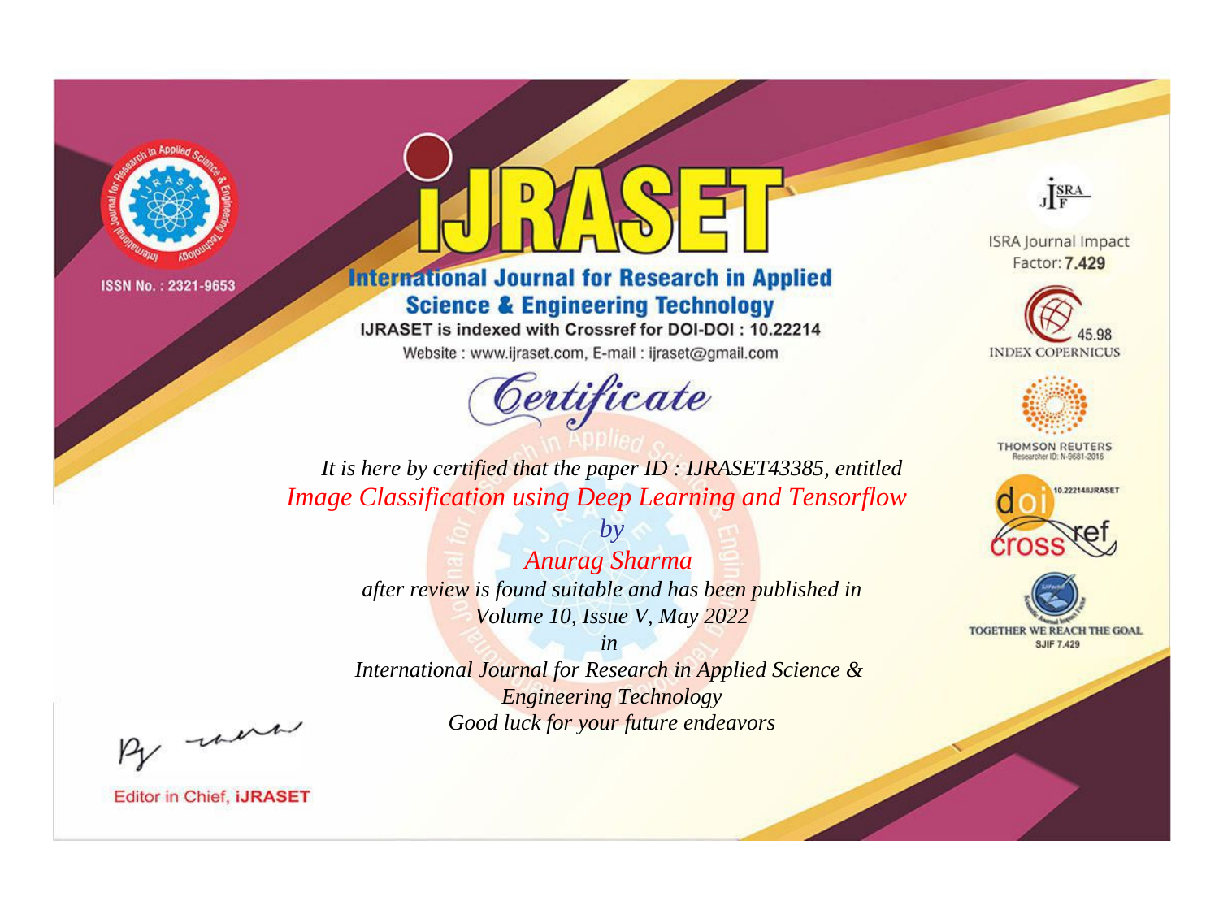ISSN No. : 2321-9653

# iJRASET

## International Journal for Research in Applied Science & Engineering Technology

IJRASET is indexed with Crossref for DOI-DOI : 10.22214

Website : www.ijraset.com, E-mail : ijraset@gmail.com

# Certificate

*It is here by certified that the paper ID : IJRASET43385, entitled*

*Image Classification using Deep Learning and Tensorflow*

*by*

*Anurag Sharma*

*after review is found suitable and has been published in*

*Volume 10, Issue V, May 2022*

*in*

*International Journal for Research in Applied Science & Engineering Technology*

*Good luck for your future endeavors*

ISRA Journal Impact Factor: **7.429**

45.98 INDEX COPERNICUS

THOMSON REUTERS Researcher ID: N-9681-2016

10.22214/IJRASET

TOGETHER WE REACH THE GOAL SJIF 7.429

Editor in Chief, **iJRASET**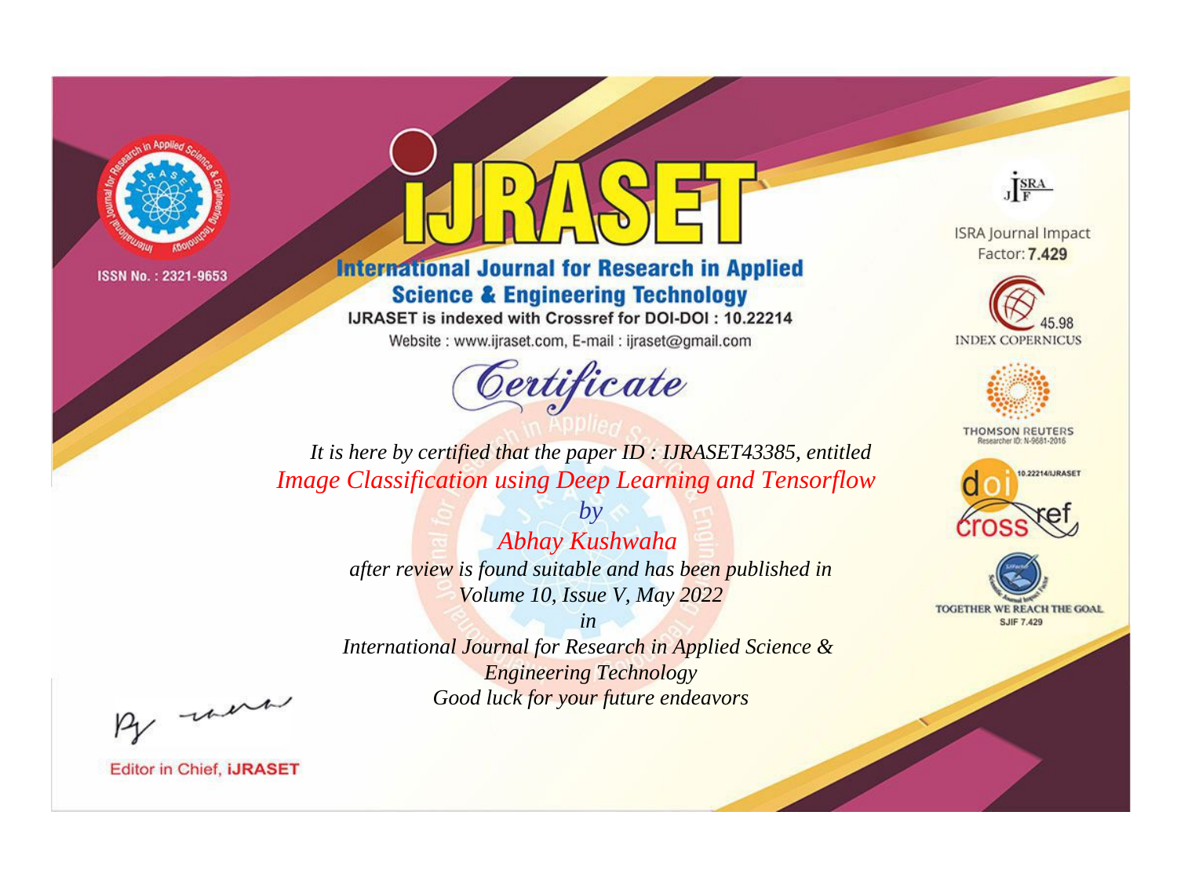ISSN No. : 2321-9653

# IJRASET

## International Journal for Research in Applied Science & Engineering Technology

IJRASET is indexed with Crossref for DOI-DOI : 10.22214

Website : www.ijraset.com, E-mail : ijraset@gmail.com

*Certificate*

*It is here by certified that the paper ID : IJRASET43385, entitled*

*Image Classification using Deep Learning and Tensorflow*

*by*

*Abhay Kushwaha*

*after review is found suitable and has been published in*

*Volume 10, Issue V, May 2022*

*in*

*International Journal for Research in Applied Science & Engineering Technology*

*Good luck for your future endeavors*

ISRA Journal Impact Factor: **7.429**

45.98 INDEX COPERNICUS

THOMSON REUTERS Researcher ID: N-9681-2016

10.22214/IJRASET

TOGETHER WE REACH THE GOAL SJIF 7.429

Editor in Chief, **iJRASET**